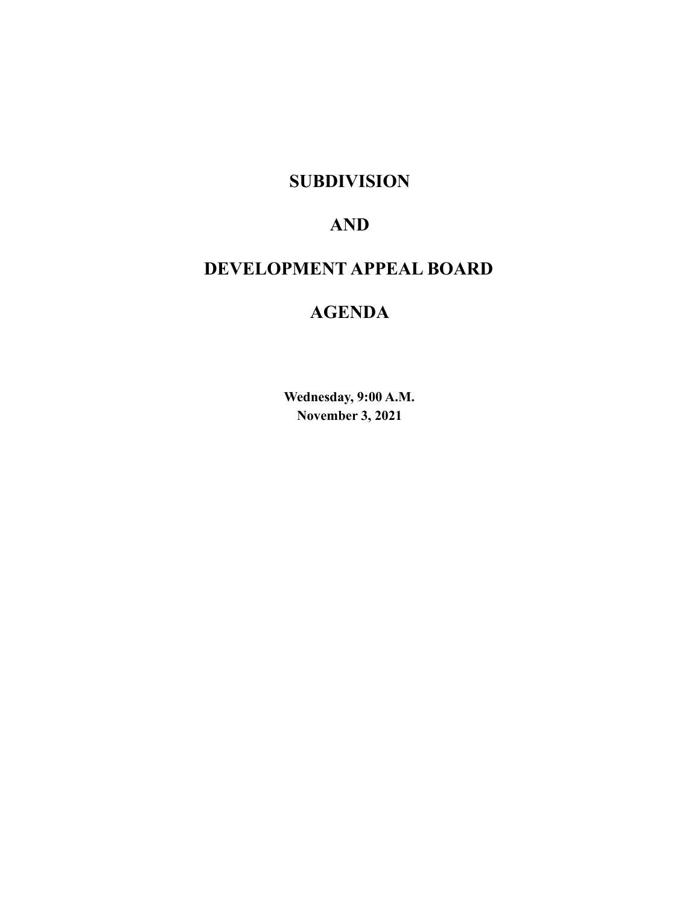# SUBDIVISION

# AND

# DEVELOPMENT APPEAL BOARD

# AGENDA

**Wednesday, 9:00 A.M.**
**November 3, 2021**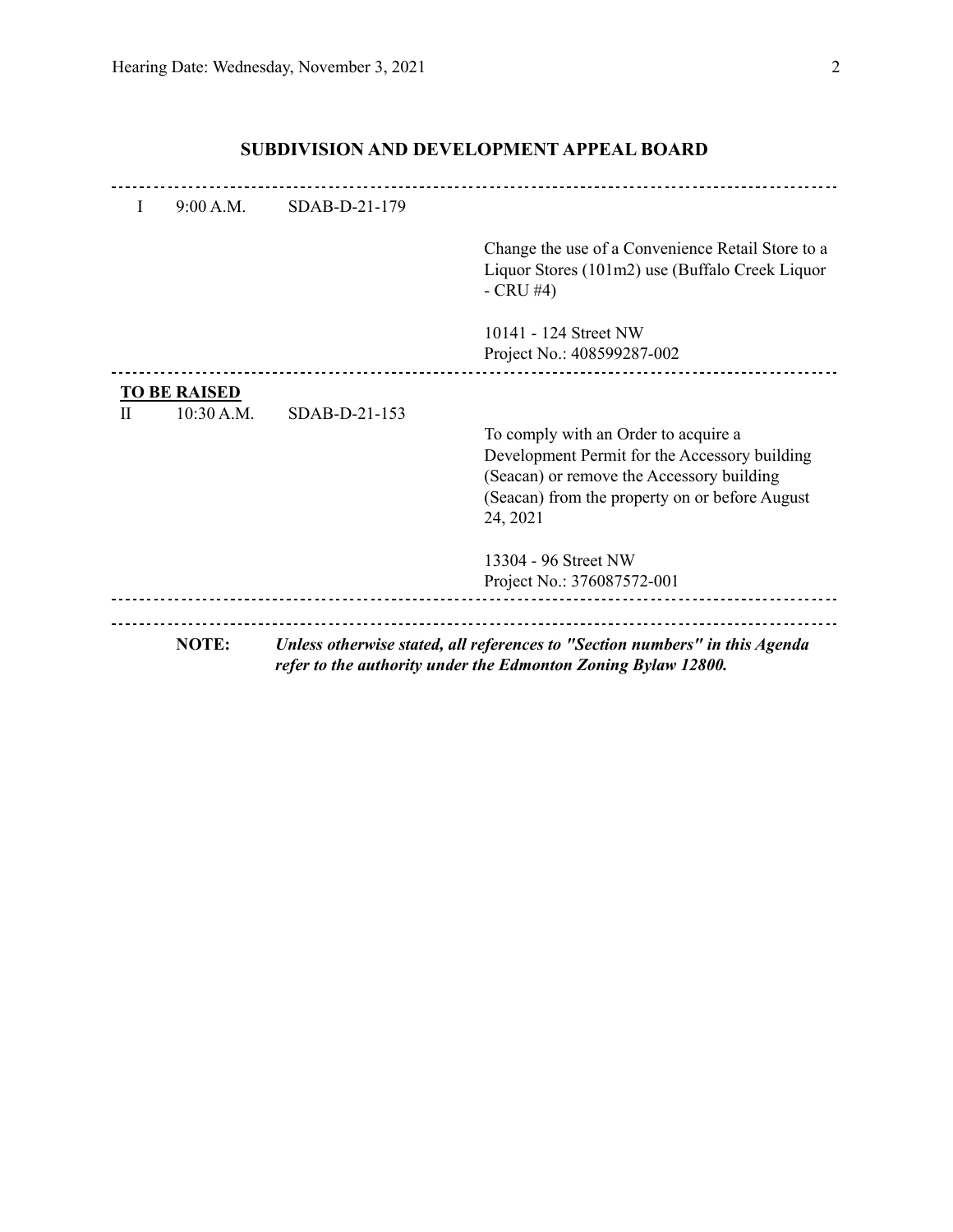## SUBDIVISION AND DEVELOPMENT APPEAL BOARD

---

| | | | |
|---|---|---|---|
| I | 9:00 A.M. | SDAB-D-21-179 | |
| | | | Change the use of a Convenience Retail Store to a Liquor Stores (101m2) use (Buffalo Creek Liquor - CRU #4) |
| | | | 10141 - 124 Street NW<br>Project No.: 408599287-002 |

---

**TO BE RAISED**

| | | | |
|---|---|---|---|
| II | 10:30 A.M. | SDAB-D-21-153 | |
| | | | To comply with an Order to acquire a Development Permit for the Accessory building (Seacan) or remove the Accessory building (Seacan) from the property on or before August 24, 2021 |
| | | | 13304 - 96 Street NW<br>Project No.: 376087572-001 |

---

**NOTE:** ***Unless otherwise stated, all references to "Section numbers" in this Agenda refer to the authority under the Edmonton Zoning Bylaw 12800.***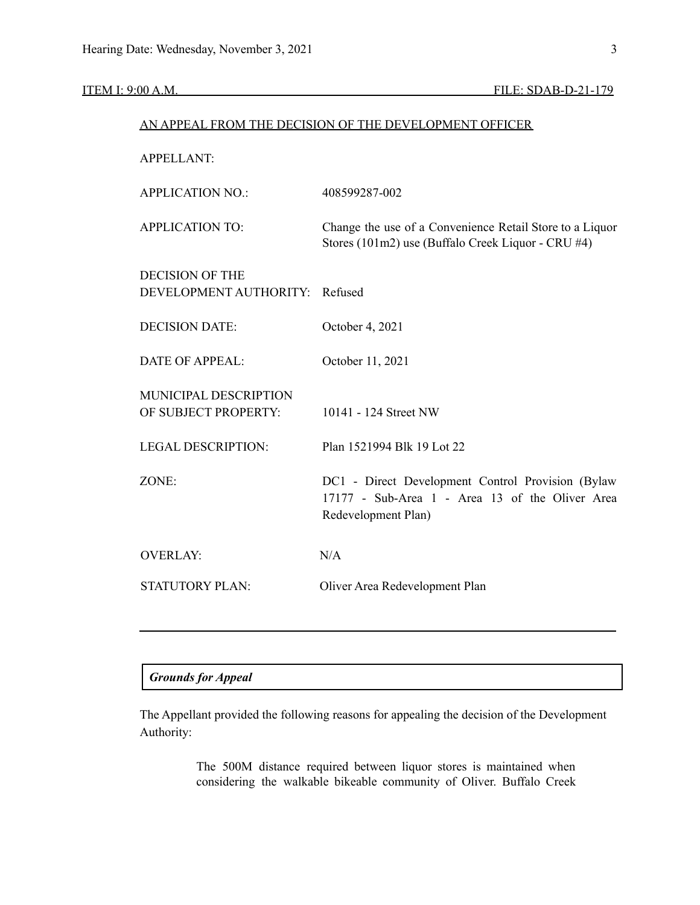ITEM I: 9:00 A.M. FILE: SDAB-D-21-179

AN APPEAL FROM THE DECISION OF THE DEVELOPMENT OFFICER

| | |
|---|---|
| APPELLANT: | |
| APPLICATION NO.: | 408599287-002 |
| APPLICATION TO: | Change the use of a Convenience Retail Store to a Liquor Stores (101m2) use (Buffalo Creek Liquor - CRU #4) |
| DECISION OF THE DEVELOPMENT AUTHORITY: | Refused |
| DECISION DATE: | October 4, 2021 |
| DATE OF APPEAL: | October 11, 2021 |
| MUNICIPAL DESCRIPTION OF SUBJECT PROPERTY: | 10141 - 124 Street NW |
| LEGAL DESCRIPTION: | Plan 1521994 Blk 19 Lot 22 |
| ZONE: | DC1 - Direct Development Control Provision (Bylaw 17177 - Sub-Area 1 - Area 13 of the Oliver Area Redevelopment Plan) |
| OVERLAY: | N/A |
| STATUTORY PLAN: | Oliver Area Redevelopment Plan |

---

***Grounds for Appeal***

The Appellant provided the following reasons for appealing the decision of the Development Authority:

> The 500M distance required between liquor stores is maintained when considering the walkable bikeable community of Oliver. Buffalo Creek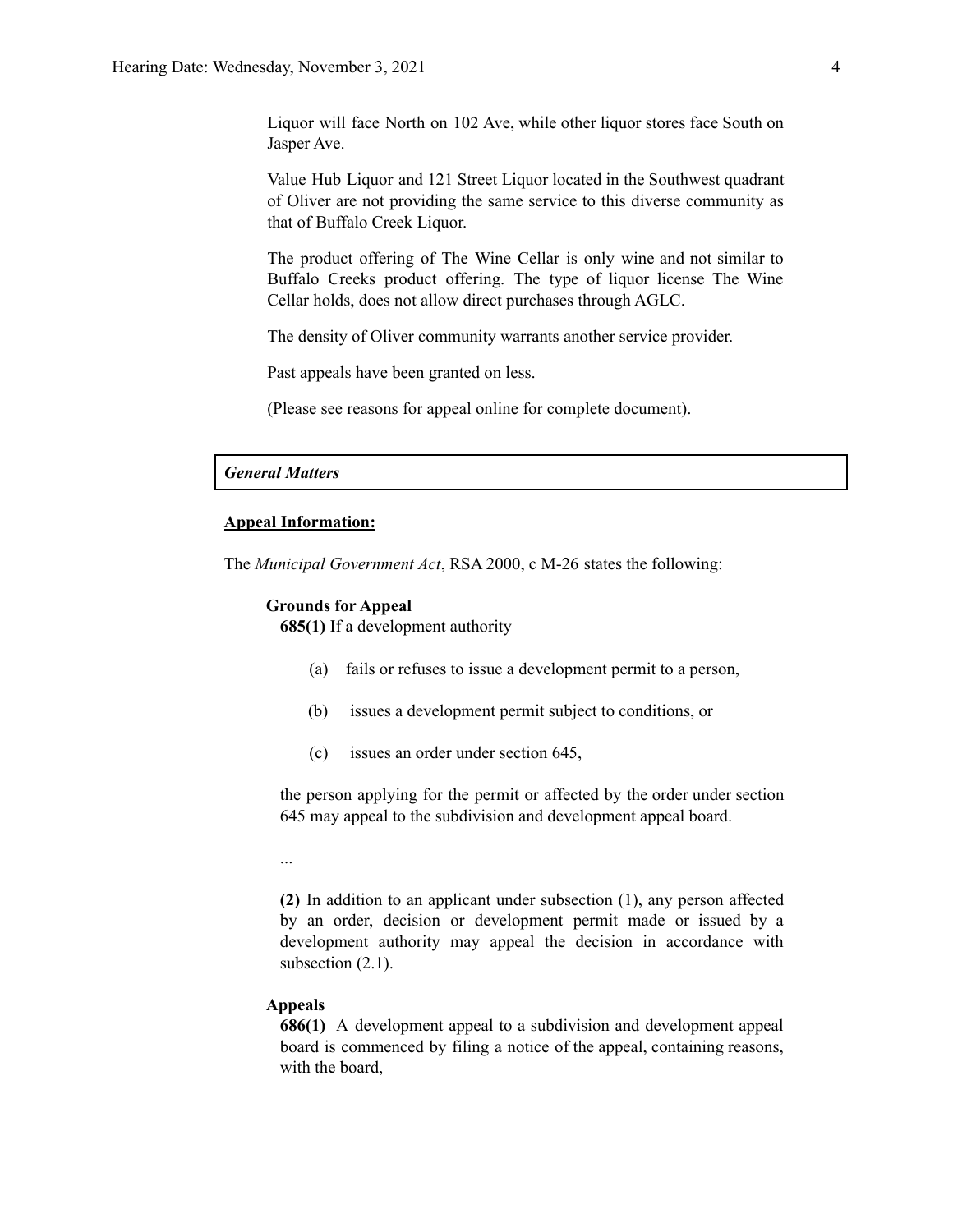Liquor will face North on 102 Ave, while other liquor stores face South on Jasper Ave.

Value Hub Liquor and 121 Street Liquor located in the Southwest quadrant of Oliver are not providing the same service to this diverse community as that of Buffalo Creek Liquor.

The product offering of The Wine Cellar is only wine and not similar to Buffalo Creeks product offering. The type of liquor license The Wine Cellar holds, does not allow direct purchases through AGLC.

The density of Oliver community warrants another service provider.

Past appeals have been granted on less.

(Please see reasons for appeal online for complete document).

### *General Matters*

**Appeal Information:**

The *Municipal Government Act*, RSA 2000, c M-26 states the following:

**Grounds for Appeal**

**685(1)** If a development authority

(a) fails or refuses to issue a development permit to a person,

(b) issues a development permit subject to conditions, or

(c) issues an order under section 645,

the person applying for the permit or affected by the order under section 645 may appeal to the subdivision and development appeal board.

...

**(2)** In addition to an applicant under subsection (1), any person affected by an order, decision or development permit made or issued by a development authority may appeal the decision in accordance with subsection (2.1).

**Appeals**

**686(1)** A development appeal to a subdivision and development appeal board is commenced by filing a notice of the appeal, containing reasons, with the board,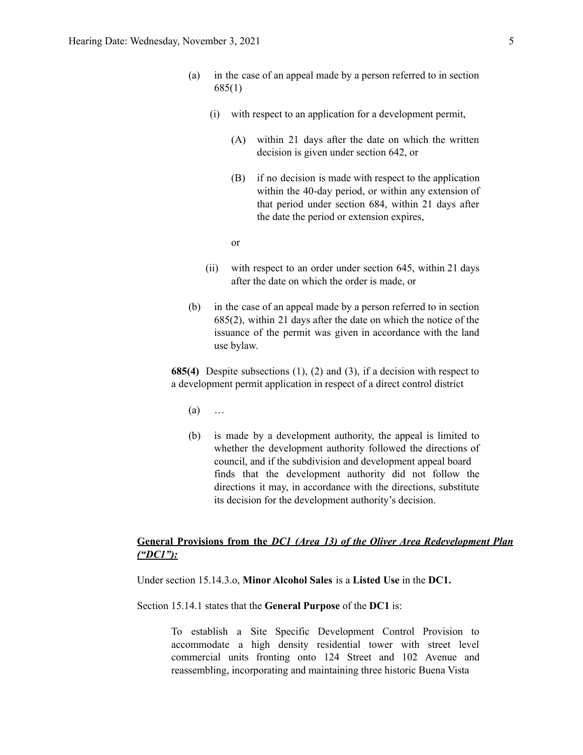(a) in the case of an appeal made by a person referred to in section 685(1)

   (i) with respect to an application for a development permit,

      (A) within 21 days after the date on which the written decision is given under section 642, or

      (B) if no decision is made with respect to the application within the 40-day period, or within any extension of that period under section 684, within 21 days after the date the period or extension expires,

      or

   (ii) with respect to an order under section 645, within 21 days after the date on which the order is made, or

(b) in the case of an appeal made by a person referred to in section 685(2), within 21 days after the date on which the notice of the issuance of the permit was given in accordance with the land use bylaw.

**685(4)** Despite subsections (1), (2) and (3), if a decision with respect to a development permit application in respect of a direct control district

(a) …

(b) is made by a development authority, the appeal is limited to whether the development authority followed the directions of council, and if the subdivision and development appeal board finds that the development authority did not follow the directions it may, in accordance with the directions, substitute its decision for the development authority's decision.

**General Provisions from the *DC1 (Area 13) of the Oliver Area Redevelopment Plan ("DC1")*:**

Under section 15.14.3.o, **Minor Alcohol Sales** is a **Listed Use** in the **DC1.**

Section 15.14.1 states that the **General Purpose** of the **DC1** is:

> To establish a Site Specific Development Control Provision to accommodate a high density residential tower with street level commercial units fronting onto 124 Street and 102 Avenue and reassembling, incorporating and maintaining three historic Buena Vista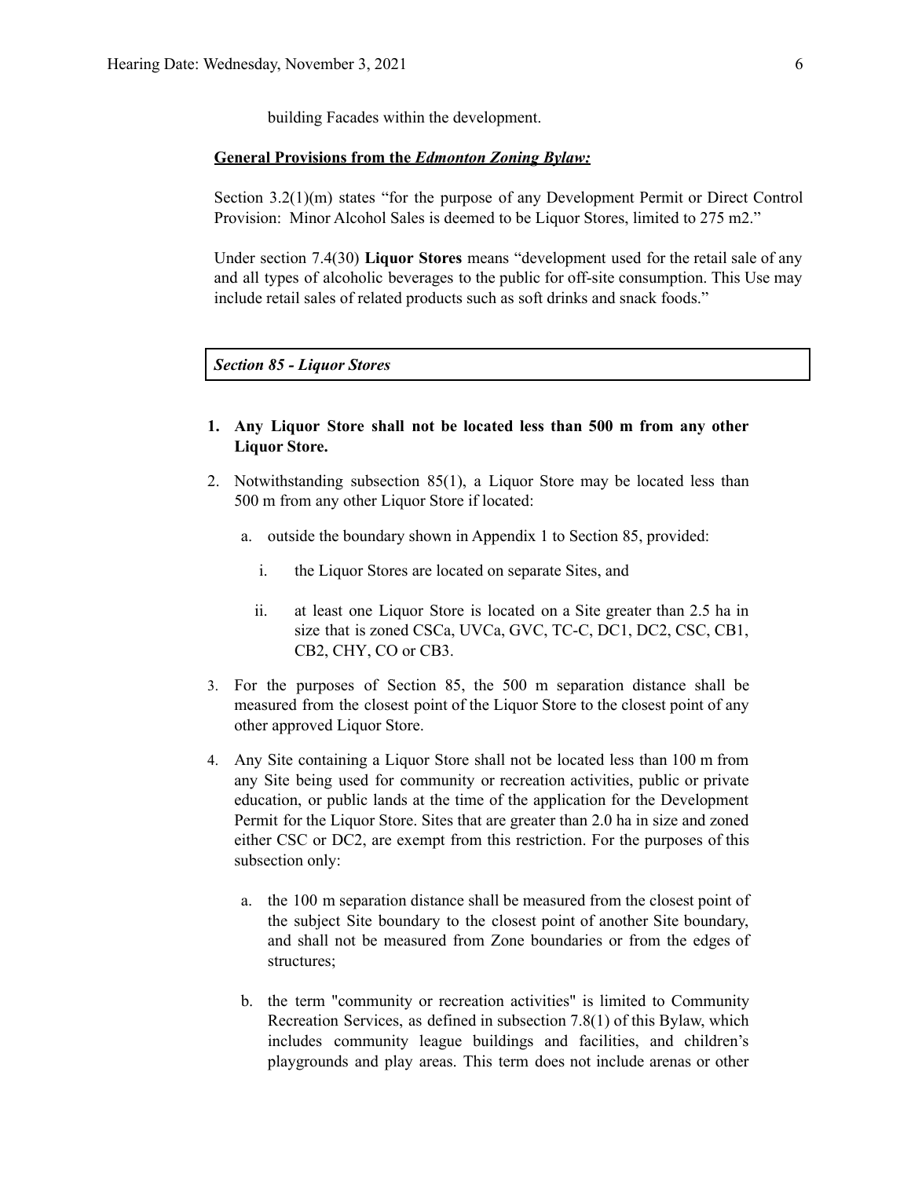building Facades within the development.

**General Provisions from the *Edmonton Zoning Bylaw:***

Section 3.2(1)(m) states "for the purpose of any Development Permit or Direct Control Provision: Minor Alcohol Sales is deemed to be Liquor Stores, limited to 275 m2."

Under section 7.4(30) **Liquor Stores** means "development used for the retail sale of any and all types of alcoholic beverages to the public for off-site consumption. This Use may include retail sales of related products such as soft drinks and snack foods."

***Section 85 - Liquor Stores***

1. **Any Liquor Store shall not be located less than 500 m from any other Liquor Store.**
2. Notwithstanding subsection 85(1), a Liquor Store may be located less than 500 m from any other Liquor Store if located:
   a. outside the boundary shown in Appendix 1 to Section 85, provided:
      i. the Liquor Stores are located on separate Sites, and
      ii. at least one Liquor Store is located on a Site greater than 2.5 ha in size that is zoned CSCa, UVCa, GVC, TC-C, DC1, DC2, CSC, CB1, CB2, CHY, CO or CB3.
3. For the purposes of Section 85, the 500 m separation distance shall be measured from the closest point of the Liquor Store to the closest point of any other approved Liquor Store.
4. Any Site containing a Liquor Store shall not be located less than 100 m from any Site being used for community or recreation activities, public or private education, or public lands at the time of the application for the Development Permit for the Liquor Store. Sites that are greater than 2.0 ha in size and zoned either CSC or DC2, are exempt from this restriction. For the purposes of this subsection only:
   a. the 100 m separation distance shall be measured from the closest point of the subject Site boundary to the closest point of another Site boundary, and shall not be measured from Zone boundaries or from the edges of structures;
   b. the term "community or recreation activities" is limited to Community Recreation Services, as defined in subsection 7.8(1) of this Bylaw, which includes community league buildings and facilities, and children's playgrounds and play areas. This term does not include arenas or other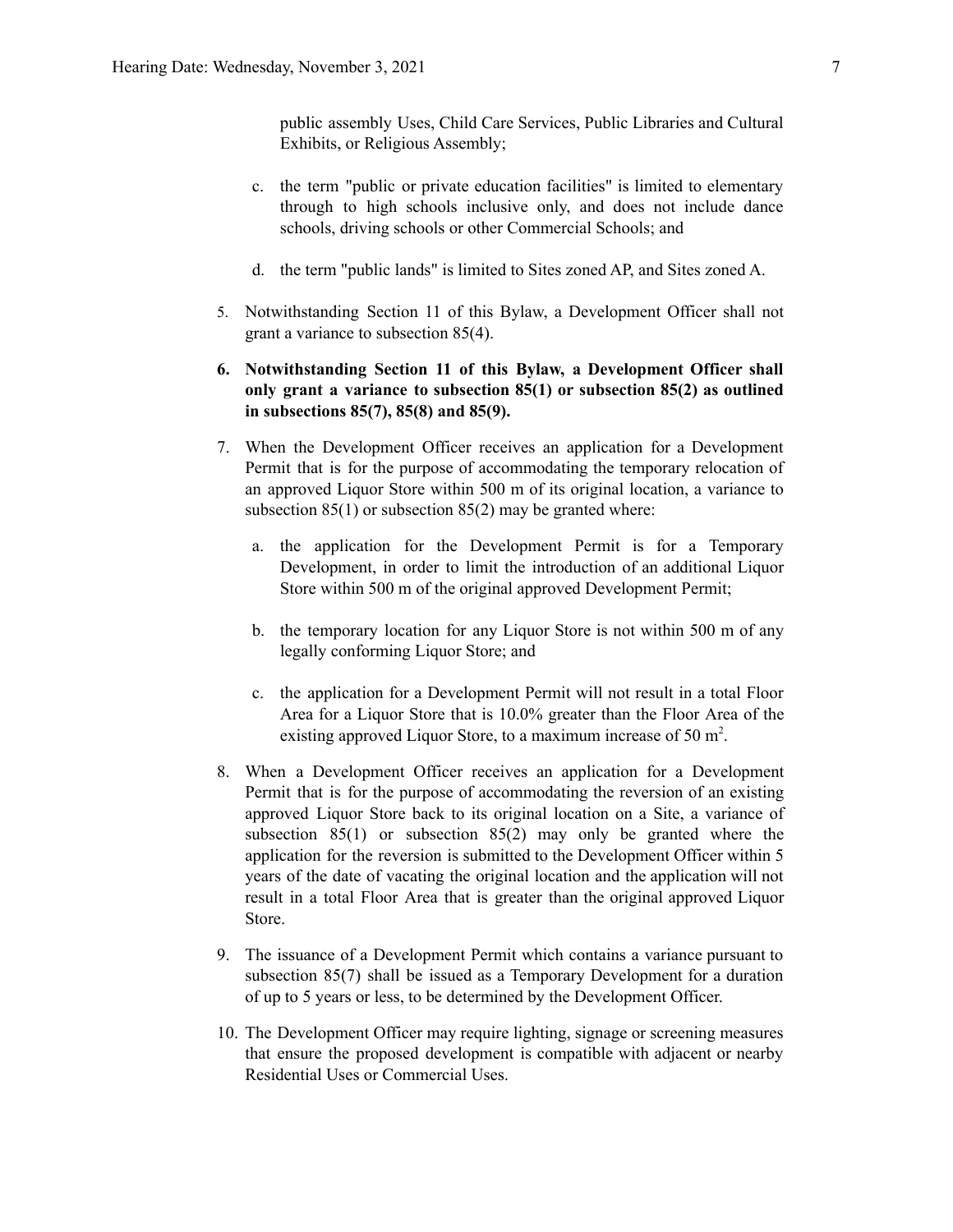public assembly Uses, Child Care Services, Public Libraries and Cultural Exhibits, or Religious Assembly;

c. the term "public or private education facilities" is limited to elementary through to high schools inclusive only, and does not include dance schools, driving schools or other Commercial Schools; and

d. the term "public lands" is limited to Sites zoned AP, and Sites zoned A.

5. Notwithstanding Section 11 of this Bylaw, a Development Officer shall not grant a variance to subsection 85(4).

**6. Notwithstanding Section 11 of this Bylaw, a Development Officer shall only grant a variance to subsection 85(1) or subsection 85(2) as outlined in subsections 85(7), 85(8) and 85(9).**

7. When the Development Officer receives an application for a Development Permit that is for the purpose of accommodating the temporary relocation of an approved Liquor Store within 500 m of its original location, a variance to subsection 85(1) or subsection 85(2) may be granted where:

   a. the application for the Development Permit is for a Temporary Development, in order to limit the introduction of an additional Liquor Store within 500 m of the original approved Development Permit;

   b. the temporary location for any Liquor Store is not within 500 m of any legally conforming Liquor Store; and

   c. the application for a Development Permit will not result in a total Floor Area for a Liquor Store that is 10.0% greater than the Floor Area of the existing approved Liquor Store, to a maximum increase of 50 $m^2$.

8. When a Development Officer receives an application for a Development Permit that is for the purpose of accommodating the reversion of an existing approved Liquor Store back to its original location on a Site, a variance of subsection 85(1) or subsection 85(2) may only be granted where the application for the reversion is submitted to the Development Officer within 5 years of the date of vacating the original location and the application will not result in a total Floor Area that is greater than the original approved Liquor Store.

9. The issuance of a Development Permit which contains a variance pursuant to subsection 85(7) shall be issued as a Temporary Development for a duration of up to 5 years or less, to be determined by the Development Officer.

10. The Development Officer may require lighting, signage or screening measures that ensure the proposed development is compatible with adjacent or nearby Residential Uses or Commercial Uses.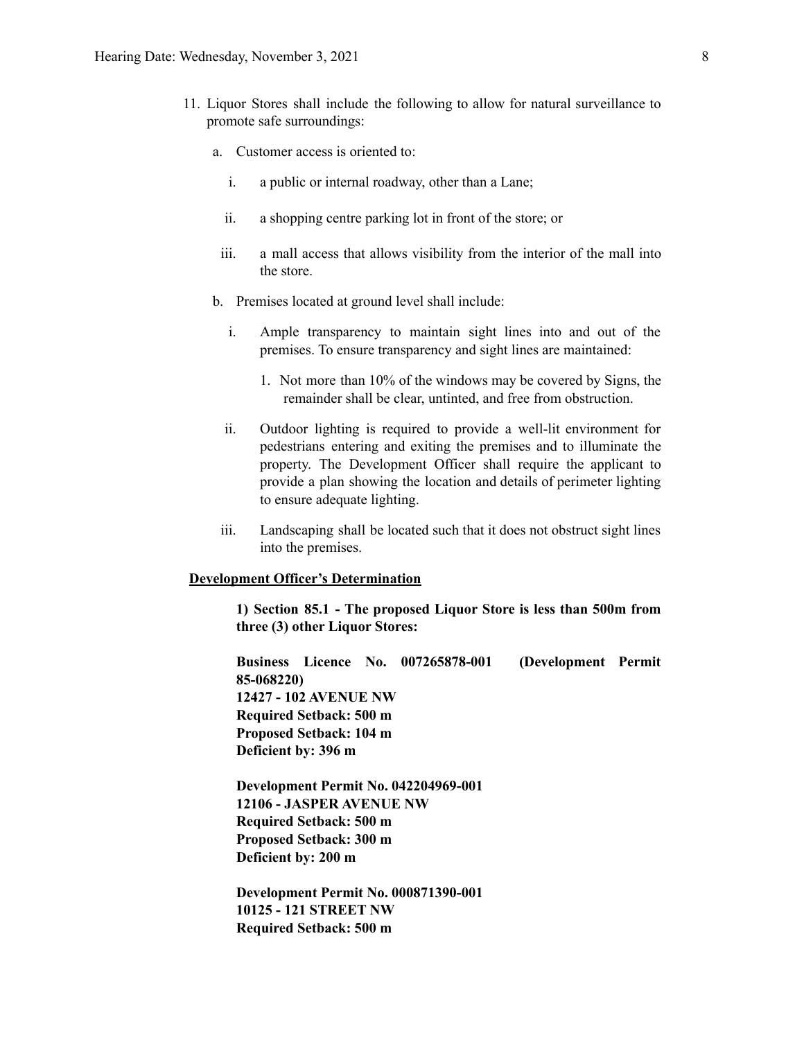11. Liquor Stores shall include the following to allow for natural surveillance to promote safe surroundings:

    a. Customer access is oriented to:

        i. a public or internal roadway, other than a Lane;

        ii. a shopping centre parking lot in front of the store; or

        iii. a mall access that allows visibility from the interior of the mall into the store.

    b. Premises located at ground level shall include:

        i. Ample transparency to maintain sight lines into and out of the premises. To ensure transparency and sight lines are maintained:

            1. Not more than 10% of the windows may be covered by Signs, the remainder shall be clear, untinted, and free from obstruction.

        ii. Outdoor lighting is required to provide a well-lit environment for pedestrians entering and exiting the premises and to illuminate the property. The Development Officer shall require the applicant to provide a plan showing the location and details of perimeter lighting to ensure adequate lighting.

        iii. Landscaping shall be located such that it does not obstruct sight lines into the premises.

**Development Officer's Determination**

**1) Section 85.1 - The proposed Liquor Store is less than 500m from three (3) other Liquor Stores:**

**Business Licence No. 007265878-001 (Development Permit 85-068220)**
**12427 - 102 AVENUE NW**
**Required Setback: 500 m**
**Proposed Setback: 104 m**
**Deficient by: 396 m**

**Development Permit No. 042204969-001**
**12106 - JASPER AVENUE NW**
**Required Setback: 500 m**
**Proposed Setback: 300 m**
**Deficient by: 200 m**

**Development Permit No. 000871390-001**
**10125 - 121 STREET NW**
**Required Setback: 500 m**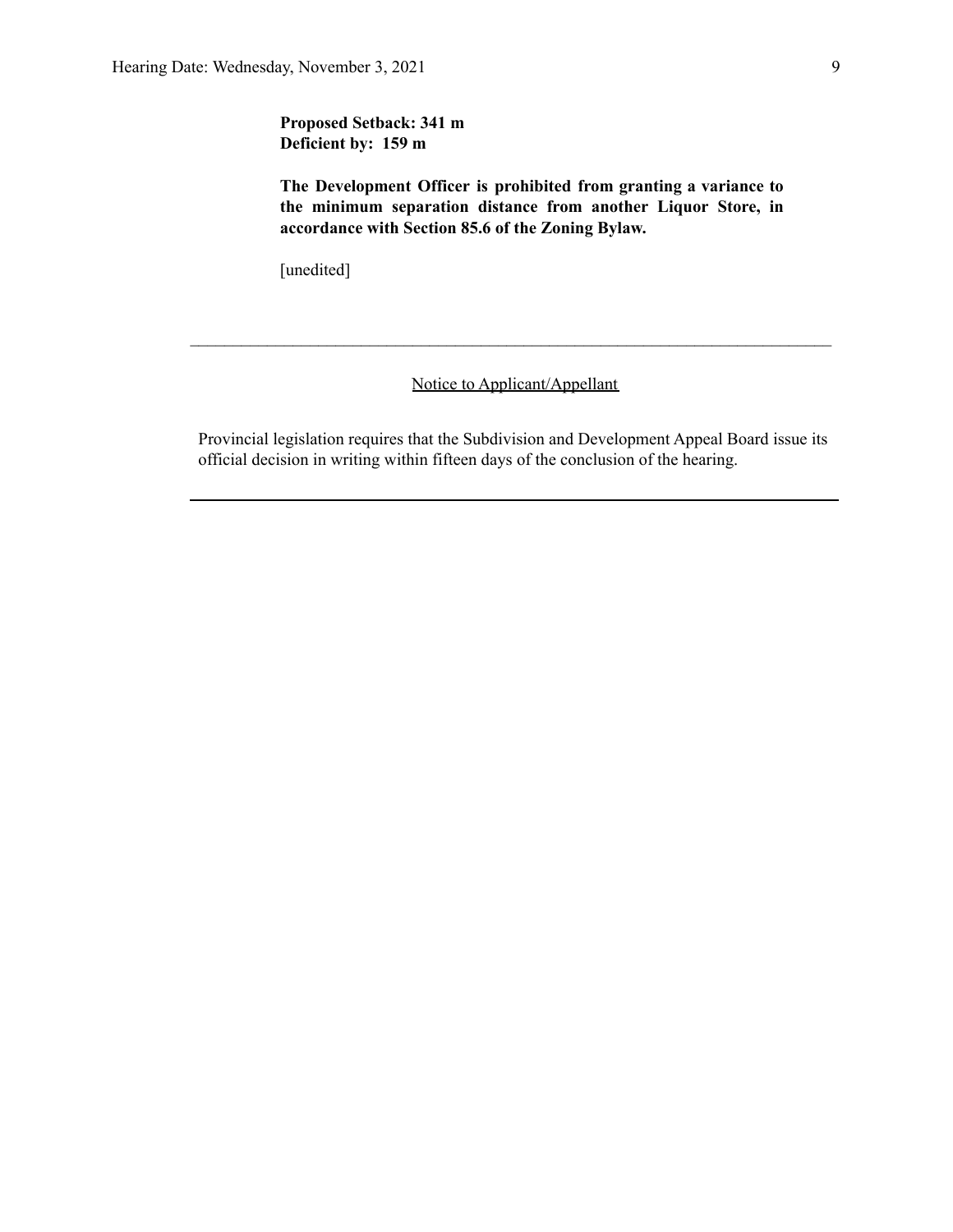**Proposed Setback: 341 m**
**Deficient by: 159 m**

**The Development Officer is prohibited from granting a variance to the minimum separation distance from another Liquor Store, in accordance with Section 85.6 of the Zoning Bylaw.**

[unedited]

---

Notice to Applicant/Appellant

Provincial legislation requires that the Subdivision and Development Appeal Board issue its official decision in writing within fifteen days of the conclusion of the hearing.

---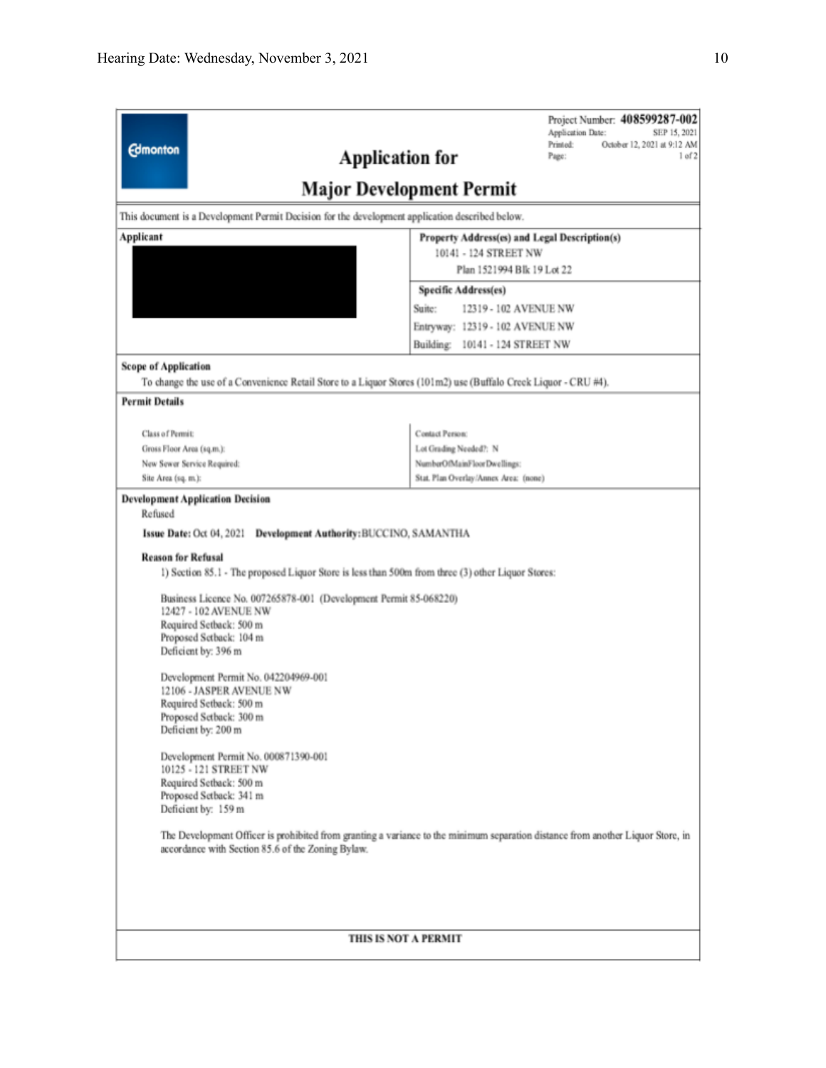Project Number: **408599287-002**
Application Date: SEP 15, 2021
Printed: October 12, 2021 at 9:12 AM
Page: 1 of 2

# Application for Major Development Permit

This document is a Development Permit Decision for the development application described below.

| Applicant | Property Address(es) and Legal Description(s) |
|---|---|
| | 10141 - 124 STREET NW<br>Plan 1521994 Blk 19 Lot 22 |
| | **Specific Address(es)**<br>Suite: 12319 - 102 AVENUE NW<br>Entryway: 12319 - 102 AVENUE NW<br>Building: 10141 - 124 STREET NW |

**Scope of Application**

To change the use of a Convenience Retail Store to a Liquor Stores (101m2) use (Buffalo Creek Liquor - CRU #4).

**Permit Details**

| | |
|---|---|
| Class of Permit: | Contact Person: |
| Gross Floor Area (sq.m.): | Lot Grading Needed?: N |
| New Sewer Service Required: | NumberOfMainFloorDwellings: |
| Site Area (sq. m.): | Stat. Plan Overlay/Annex Area: (none) |

**Development Application Decision**

Refused

**Issue Date:** Oct 04, 2021 **Development Authority:** BUCCINO, SAMANTHA

**Reason for Refusal**

1) Section 85.1 - The proposed Liquor Store is less than 500m from three (3) other Liquor Stores:

Business Licence No. 007265878-001 (Development Permit 85-068220)
12427 - 102 AVENUE NW
Required Setback: 500 m
Proposed Setback: 104 m
Deficient by: 396 m

Development Permit No. 042204969-001
12106 - JASPER AVENUE NW
Required Setback: 500 m
Proposed Setback: 300 m
Deficient by: 200 m

Development Permit No. 000871390-001
10125 - 121 STREET NW
Required Setback: 500 m
Proposed Setback: 341 m
Deficient by: 159 m

The Development Officer is prohibited from granting a variance to the minimum separation distance from another Liquor Store, in accordance with Section 85.6 of the Zoning Bylaw.

**THIS IS NOT A PERMIT**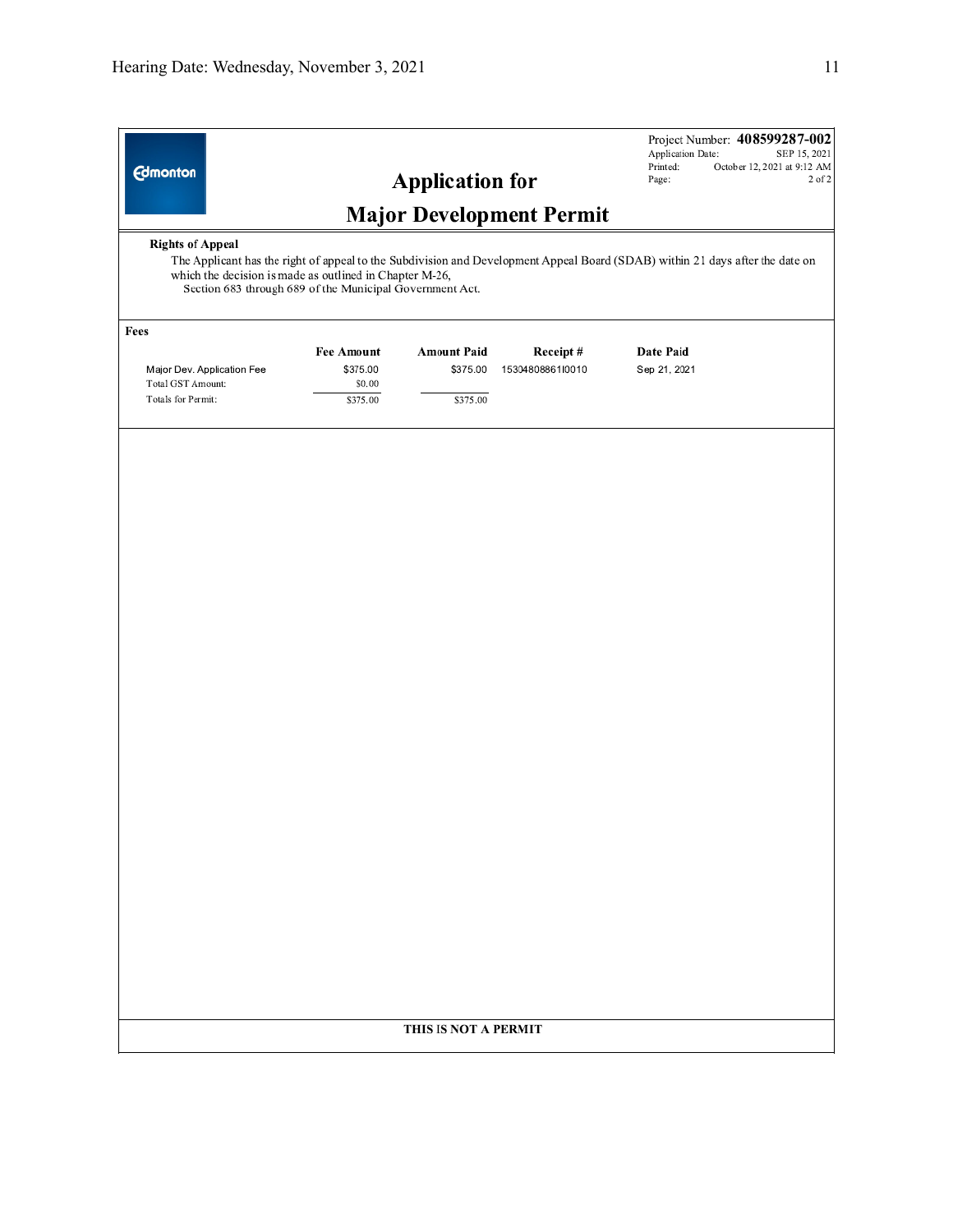Project Number: **408599287-002**
Application Date: SEP 15, 2021
Printed: October 12, 2021 at 9:12 AM
Page: 2 of 2

Edmonton

# Application for
# Major Development Permit

**Rights of Appeal**

The Applicant has the right of appeal to the Subdivision and Development Appeal Board (SDAB) within 21 days after the date on which the decision is made as outlined in Chapter M-26, Section 683 through 689 of the Municipal Government Act.

**Fees**

| | Fee Amount | Amount Paid | Receipt # | Date Paid |
|---|---|---|---|---|
| Major Dev. Application Fee | $375.00 | $375.00 | 15304808861I0010 | Sep 21, 2021 |
| Total GST Amount: | $0.00 | | | |
| Totals for Permit: | $375.00 | $375.00 | | |

**THIS IS NOT A PERMIT**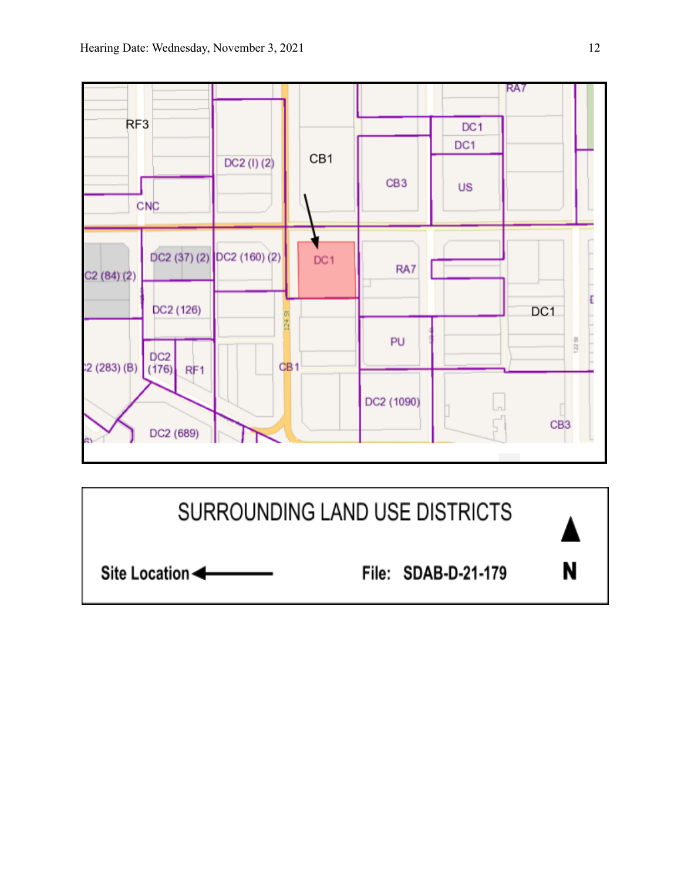SURROUNDING LAND USE DISTRICTS

Site Location ←

File: SDAB-D-21-179

N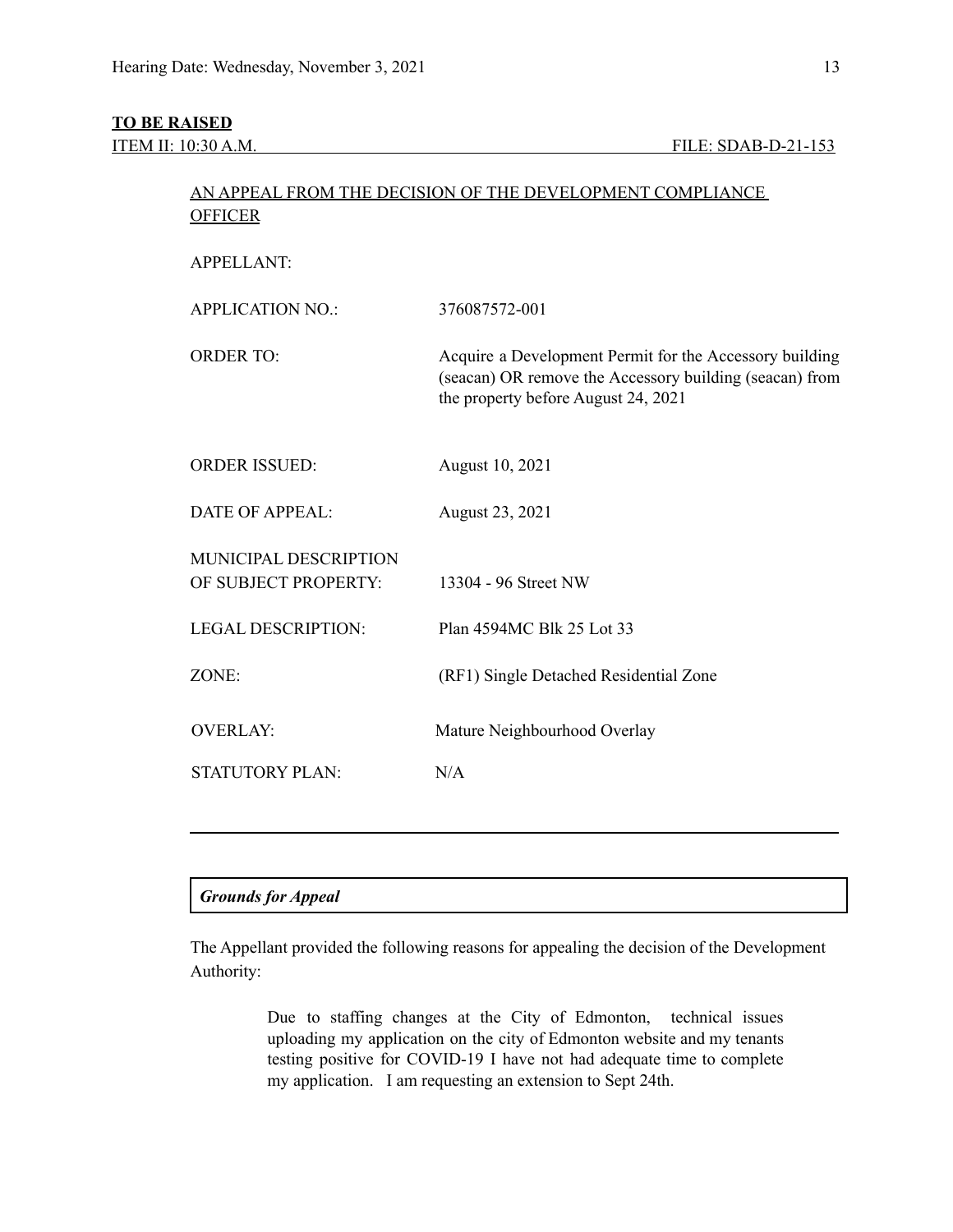**TO BE RAISED**

ITEM II: 10:30 A.M. FILE: SDAB-D-21-153

AN APPEAL FROM THE DECISION OF THE DEVELOPMENT COMPLIANCE OFFICER

| | |
|---|---|
| APPELLANT: | |
| APPLICATION NO.: | 376087572-001 |
| ORDER TO: | Acquire a Development Permit for the Accessory building (seacan) OR remove the Accessory building (seacan) from the property before August 24, 2021 |
| ORDER ISSUED: | August 10, 2021 |
| DATE OF APPEAL: | August 23, 2021 |
| MUNICIPAL DESCRIPTION OF SUBJECT PROPERTY: | 13304 - 96 Street NW |
| LEGAL DESCRIPTION: | Plan 4594MC Blk 25 Lot 33 |
| ZONE: | (RF1) Single Detached Residential Zone |
| OVERLAY: | Mature Neighbourhood Overlay |
| STATUTORY PLAN: | N/A |

---

***Grounds for Appeal***

The Appellant provided the following reasons for appealing the decision of the Development Authority:

> Due to staffing changes at the City of Edmonton, technical issues uploading my application on the city of Edmonton website and my tenants testing positive for COVID-19 I have not had adequate time to complete my application. I am requesting an extension to Sept 24th.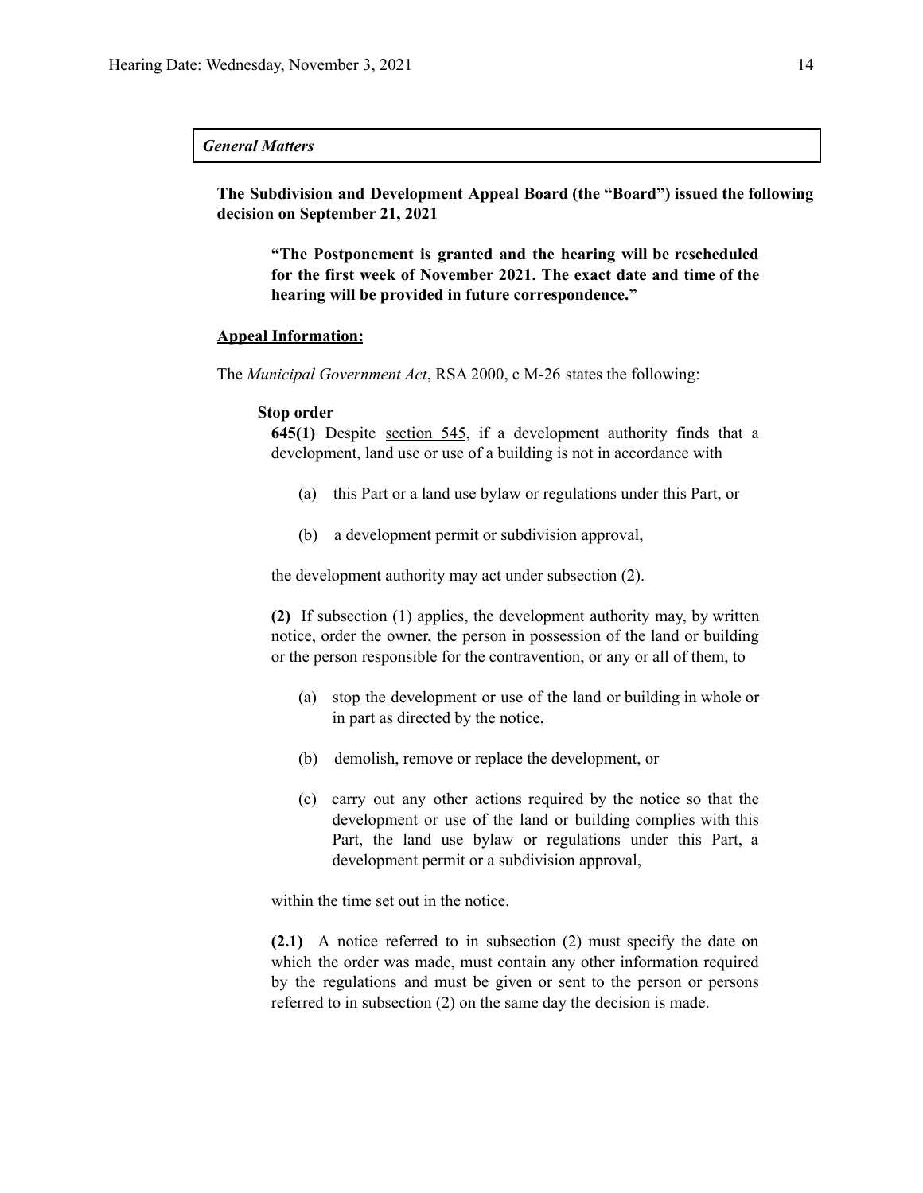*General Matters*

**The Subdivision and Development Appeal Board (the "Board") issued the following decision on September 21, 2021**

> **"The Postponement is granted and the hearing will be rescheduled for the first week of November 2021. The exact date and time of the hearing will be provided in future correspondence."**

**Appeal Information:**

The *Municipal Government Act*, RSA 2000, c M-26 states the following:

**Stop order**

**645(1)** Despite section 545, if a development authority finds that a development, land use or use of a building is not in accordance with

(a) this Part or a land use bylaw or regulations under this Part, or

(b) a development permit or subdivision approval,

the development authority may act under subsection (2).

**(2)** If subsection (1) applies, the development authority may, by written notice, order the owner, the person in possession of the land or building or the person responsible for the contravention, or any or all of them, to

(a) stop the development or use of the land or building in whole or in part as directed by the notice,

(b) demolish, remove or replace the development, or

(c) carry out any other actions required by the notice so that the development or use of the land or building complies with this Part, the land use bylaw or regulations under this Part, a development permit or a subdivision approval,

within the time set out in the notice.

**(2.1)** A notice referred to in subsection (2) must specify the date on which the order was made, must contain any other information required by the regulations and must be given or sent to the person or persons referred to in subsection (2) on the same day the decision is made.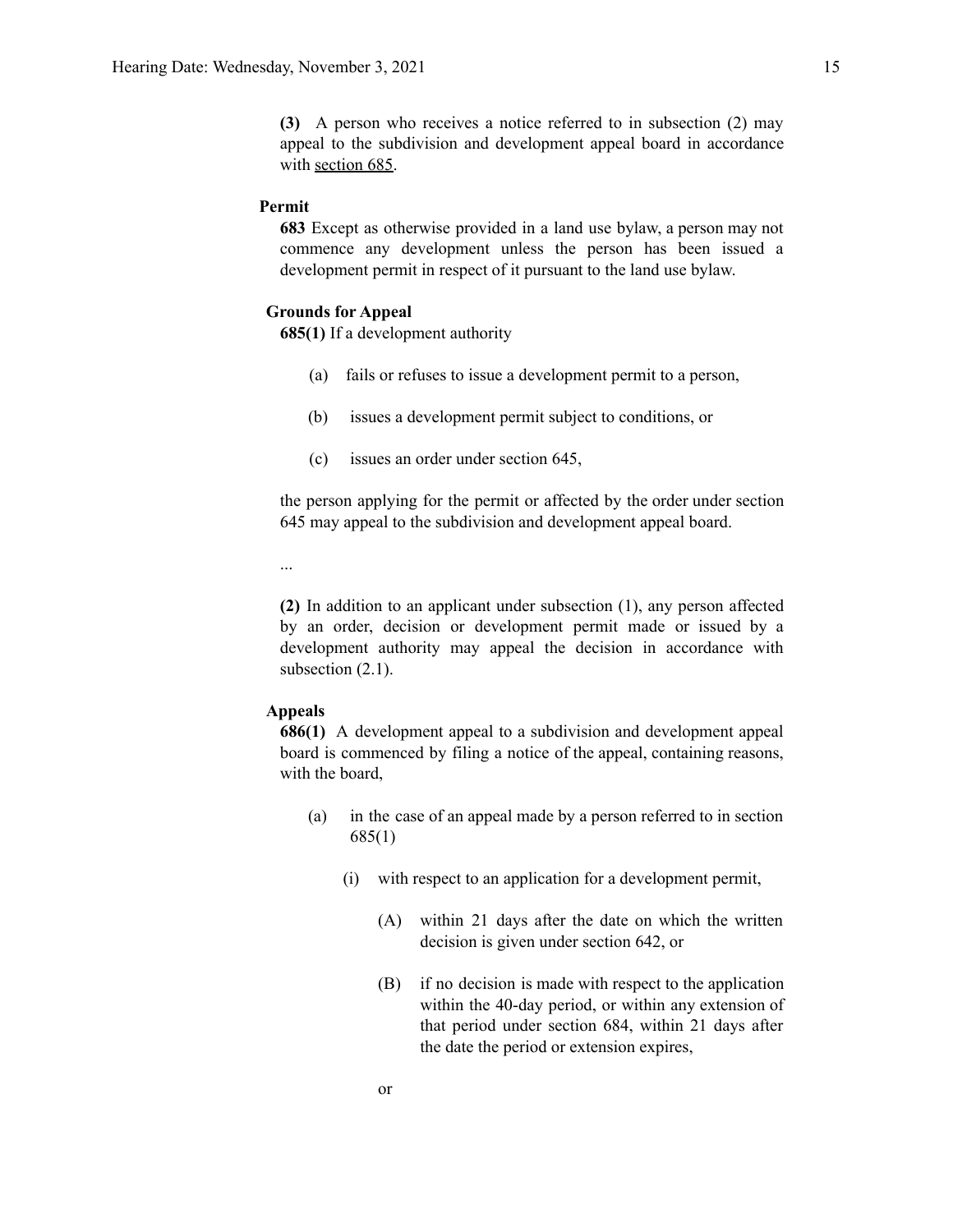**(3)** A person who receives a notice referred to in subsection (2) may appeal to the subdivision and development appeal board in accordance with section 685.

**Permit**

**683** Except as otherwise provided in a land use bylaw, a person may not commence any development unless the person has been issued a development permit in respect of it pursuant to the land use bylaw.

**Grounds for Appeal**

**685(1)** If a development authority

- (a) fails or refuses to issue a development permit to a person,
- (b) issues a development permit subject to conditions, or
- (c) issues an order under section 645,

the person applying for the permit or affected by the order under section 645 may appeal to the subdivision and development appeal board.

...

**(2)** In addition to an applicant under subsection (1), any person affected by an order, decision or development permit made or issued by a development authority may appeal the decision in accordance with subsection (2.1).

**Appeals**

**686(1)** A development appeal to a subdivision and development appeal board is commenced by filing a notice of the appeal, containing reasons, with the board,

- (a) in the case of an appeal made by a person referred to in section 685(1)
  - (i) with respect to an application for a development permit,
    - (A) within 21 days after the date on which the written decision is given under section 642, or
    - (B) if no decision is made with respect to the application within the 40-day period, or within any extension of that period under section 684, within 21 days after the date the period or extension expires,

    or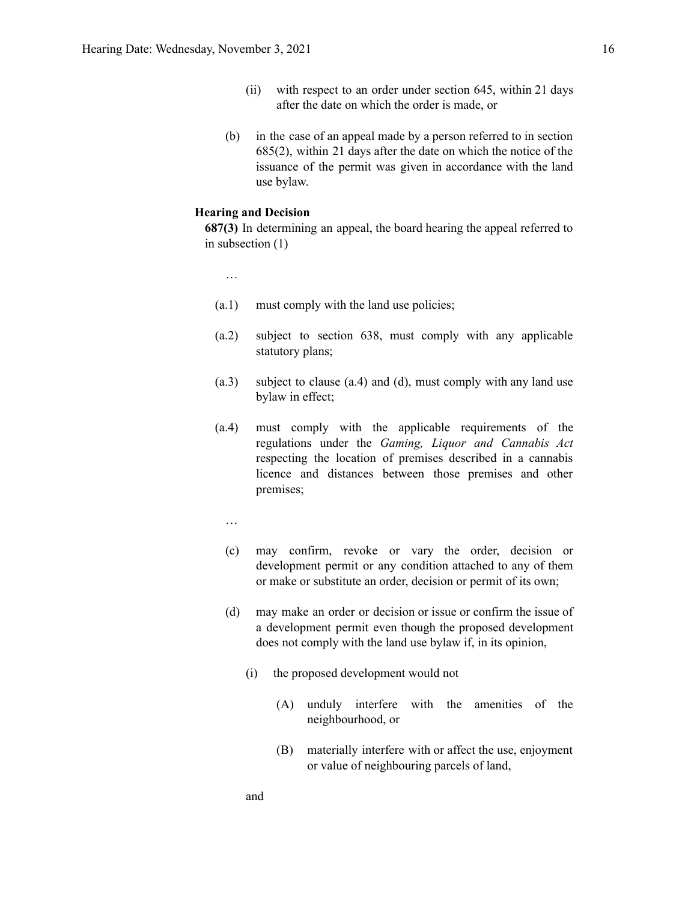(ii) with respect to an order under section 645, within 21 days after the date on which the order is made, or

(b) in the case of an appeal made by a person referred to in section 685(2), within 21 days after the date on which the notice of the issuance of the permit was given in accordance with the land use bylaw.

**Hearing and Decision**

**687(3)** In determining an appeal, the board hearing the appeal referred to in subsection (1)

…

(a.1) must comply with the land use policies;

(a.2) subject to section 638, must comply with any applicable statutory plans;

(a.3) subject to clause (a.4) and (d), must comply with any land use bylaw in effect;

(a.4) must comply with the applicable requirements of the regulations under the *Gaming, Liquor and Cannabis Act* respecting the location of premises described in a cannabis licence and distances between those premises and other premises;

…

(c) may confirm, revoke or vary the order, decision or development permit or any condition attached to any of them or make or substitute an order, decision or permit of its own;

(d) may make an order or decision or issue or confirm the issue of a development permit even though the proposed development does not comply with the land use bylaw if, in its opinion,

(i) the proposed development would not

(A) unduly interfere with the amenities of the neighbourhood, or

(B) materially interfere with or affect the use, enjoyment or value of neighbouring parcels of land,

and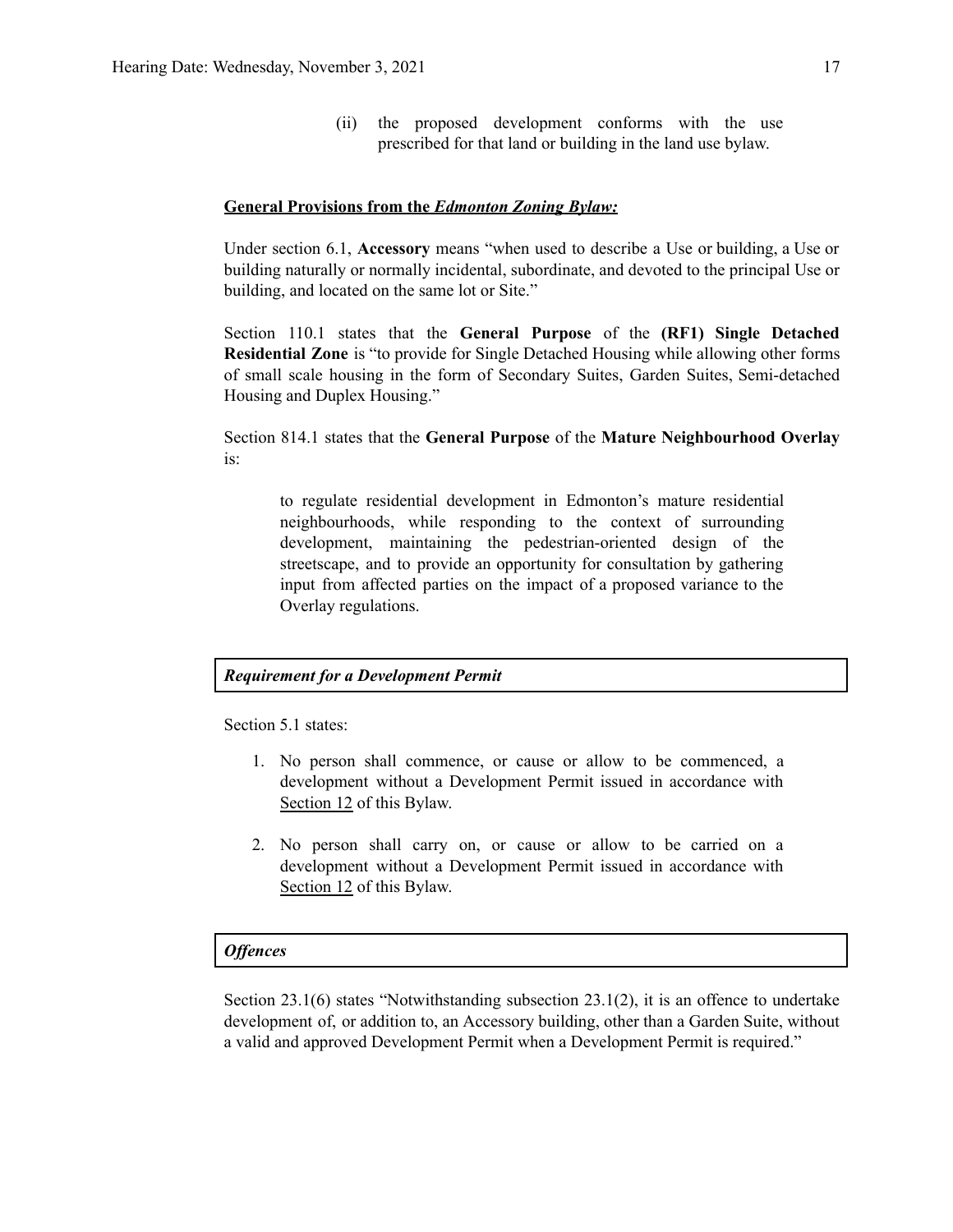(ii) the proposed development conforms with the use prescribed for that land or building in the land use bylaw.

**General Provisions from the *Edmonton Zoning Bylaw:***

Under section 6.1, **Accessory** means "when used to describe a Use or building, a Use or building naturally or normally incidental, subordinate, and devoted to the principal Use or building, and located on the same lot or Site."

Section 110.1 states that the **General Purpose** of the **(RF1) Single Detached Residential Zone** is "to provide for Single Detached Housing while allowing other forms of small scale housing in the form of Secondary Suites, Garden Suites, Semi-detached Housing and Duplex Housing."

Section 814.1 states that the **General Purpose** of the **Mature Neighbourhood Overlay** is:

> to regulate residential development in Edmonton's mature residential neighbourhoods, while responding to the context of surrounding development, maintaining the pedestrian-oriented design of the streetscape, and to provide an opportunity for consultation by gathering input from affected parties on the impact of a proposed variance to the Overlay regulations.

***Requirement for a Development Permit***

Section 5.1 states:

1. No person shall commence, or cause or allow to be commenced, a development without a Development Permit issued in accordance with Section 12 of this Bylaw.
2. No person shall carry on, or cause or allow to be carried on a development without a Development Permit issued in accordance with Section 12 of this Bylaw.

***Offences***

Section 23.1(6) states "Notwithstanding subsection 23.1(2), it is an offence to undertake development of, or addition to, an Accessory building, other than a Garden Suite, without a valid and approved Development Permit when a Development Permit is required."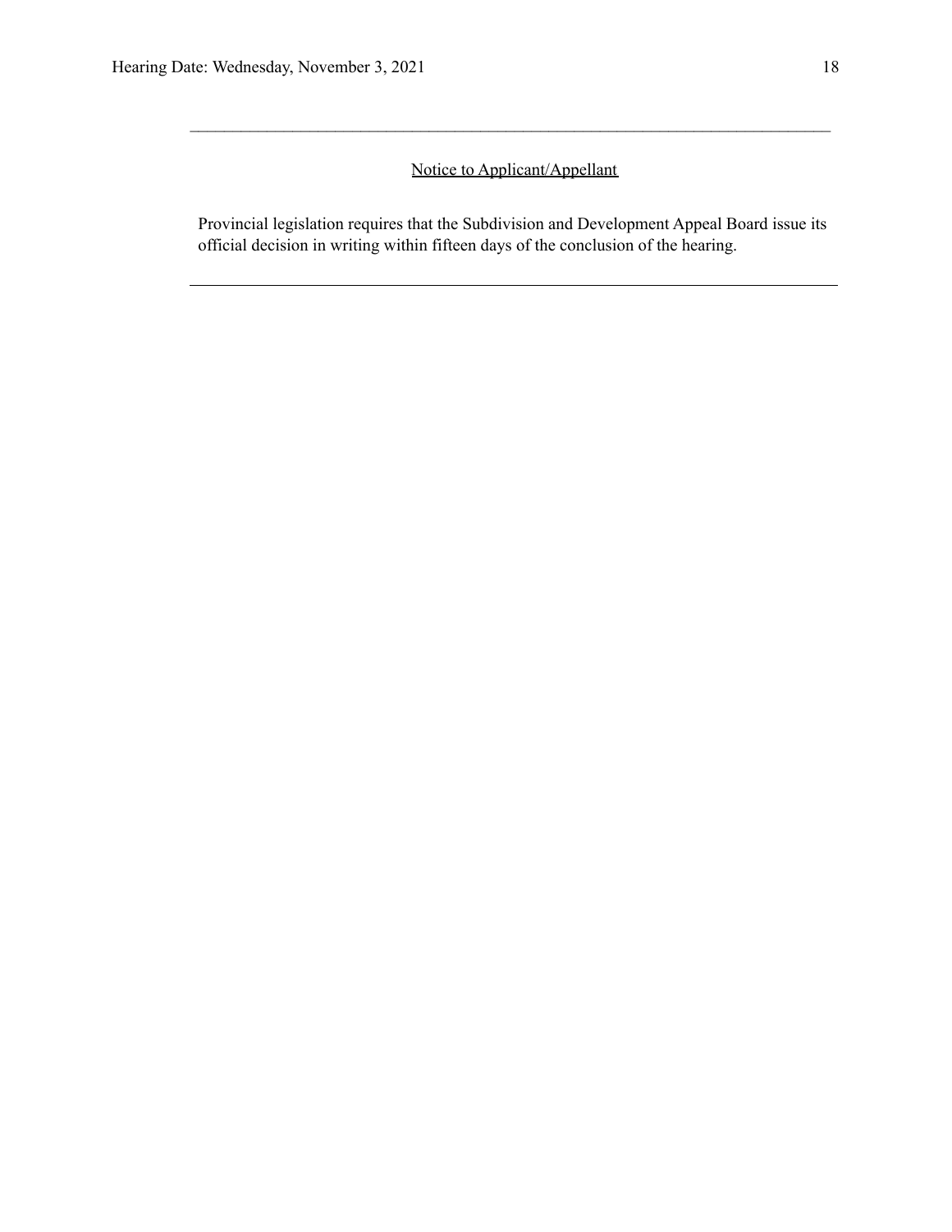---

<u>Notice to Applicant/Appellant</u>

Provincial legislation requires that the Subdivision and Development Appeal Board issue its official decision in writing within fifteen days of the conclusion of the hearing.

---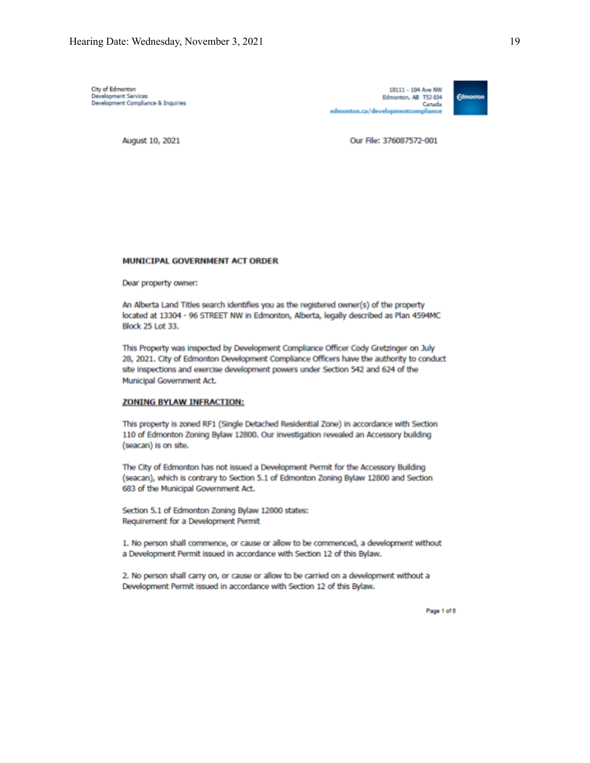City of Edmonton
Development Services
Development Compliance & Inquiries

10111 - 104 Ave NW
Edmonton, AB T5J 0J4
Canada
edmonton.ca/developmentcompliance

August 10, 2021

Our File: 376087572-001

**MUNICIPAL GOVERNMENT ACT ORDER**

Dear property owner:

An Alberta Land Titles search identifies you as the registered owner(s) of the property located at 13304 - 96 STREET NW in Edmonton, Alberta, legally described as Plan 4594MC Block 25 Lot 33.

This Property was inspected by Development Compliance Officer Cody Gretzinger on July 28, 2021. City of Edmonton Development Compliance Officers have the authority to conduct site inspections and exercise development powers under Section 542 and 624 of the Municipal Government Act.

**ZONING BYLAW INFRACTION:**

This property is zoned RF1 (Single Detached Residential Zone) in accordance with Section 110 of Edmonton Zoning Bylaw 12800. Our investigation revealed an Accessory building (seacan) is on site.

The City of Edmonton has not issued a Development Permit for the Accessory Building (seacan), which is contrary to Section 5.1 of Edmonton Zoning Bylaw 12800 and Section 683 of the Municipal Government Act.

Section 5.1 of Edmonton Zoning Bylaw 12800 states:
Requirement for a Development Permit

1. No person shall commence, or cause or allow to be commenced, a development without a Development Permit issued in accordance with Section 12 of this Bylaw.

2. No person shall carry on, or cause or allow to be carried on a development without a Development Permit issued in accordance with Section 12 of this Bylaw.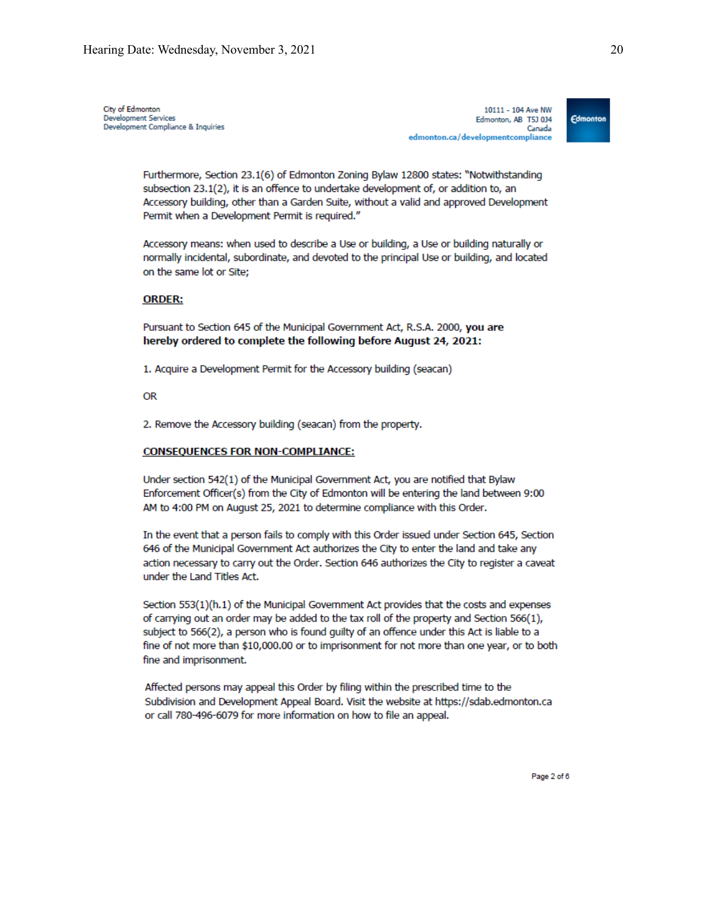City of Edmonton
Development Services
Development Compliance & Inquiries

10111 - 104 Ave NW
Edmonton, AB T5J 0J4
Canada
edmonton.ca/developmentcompliance

Furthermore, Section 23.1(6) of Edmonton Zoning Bylaw 12800 states: "Notwithstanding subsection 23.1(2), it is an offence to undertake development of, or addition to, an Accessory building, other than a Garden Suite, without a valid and approved Development Permit when a Development Permit is required."

Accessory means: when used to describe a Use or building, a Use or building naturally or normally incidental, subordinate, and devoted to the principal Use or building, and located on the same lot or Site;

**ORDER:**

Pursuant to Section 645 of the Municipal Government Act, R.S.A. 2000, **you are hereby ordered to complete the following before August 24, 2021:**

1. Acquire a Development Permit for the Accessory building (seacan)

OR

2. Remove the Accessory building (seacan) from the property.

**CONSEQUENCES FOR NON-COMPLIANCE:**

Under section 542(1) of the Municipal Government Act, you are notified that Bylaw Enforcement Officer(s) from the City of Edmonton will be entering the land between 9:00 AM to 4:00 PM on August 25, 2021 to determine compliance with this Order.

In the event that a person fails to comply with this Order issued under Section 645, Section 646 of the Municipal Government Act authorizes the City to enter the land and take any action necessary to carry out the Order. Section 646 authorizes the City to register a caveat under the Land Titles Act.

Section 553(1)(h.1) of the Municipal Government Act provides that the costs and expenses of carrying out an order may be added to the tax roll of the property and Section 566(1), subject to 566(2), a person who is found guilty of an offence under this Act is liable to a fine of not more than $10,000.00 or to imprisonment for not more than one year, or to both fine and imprisonment.

Affected persons may appeal this Order by filing within the prescribed time to the Subdivision and Development Appeal Board. Visit the website at https://sdab.edmonton.ca or call 780-496-6079 for more information on how to file an appeal.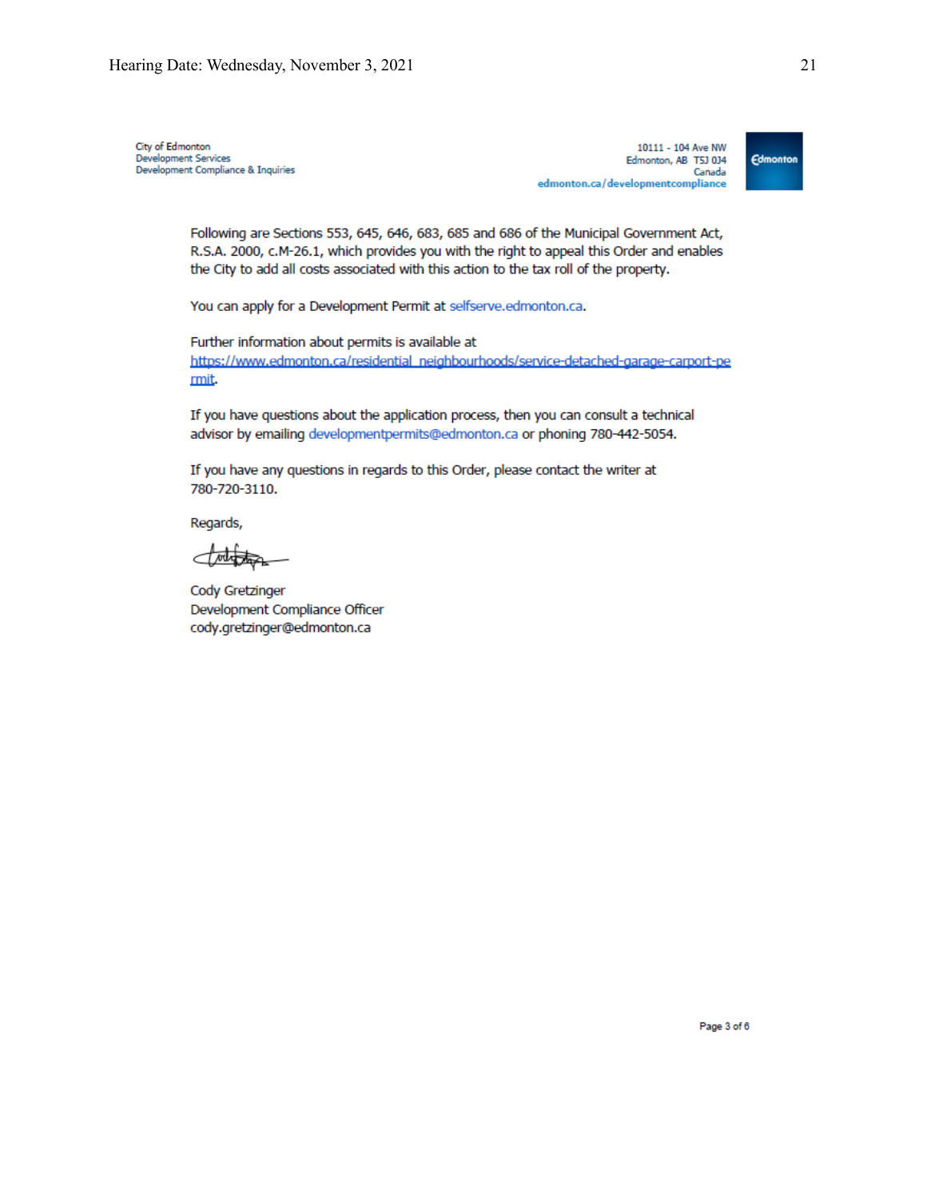City of Edmonton
Development Services
Development Compliance & Inquiries

10111 - 104 Ave NW
Edmonton, AB T5J 0J4
Canada
edmonton.ca/developmentcompliance

Following are Sections 553, 645, 646, 683, 685 and 686 of the Municipal Government Act, R.S.A. 2000, c.M-26.1, which provides you with the right to appeal this Order and enables the City to add all costs associated with this action to the tax roll of the property.

You can apply for a Development Permit at selfserve.edmonton.ca.

Further information about permits is available at https://www.edmonton.ca/residential_neighbourhoods/service-detached-garage-carport-permit.

If you have questions about the application process, then you can consult a technical advisor by emailing developmentpermits@edmonton.ca or phoning 780-442-5054.

If you have any questions in regards to this Order, please contact the writer at 780-720-3110.

Regards,

Cody Gretzinger
Development Compliance Officer
cody.gretzinger@edmonton.ca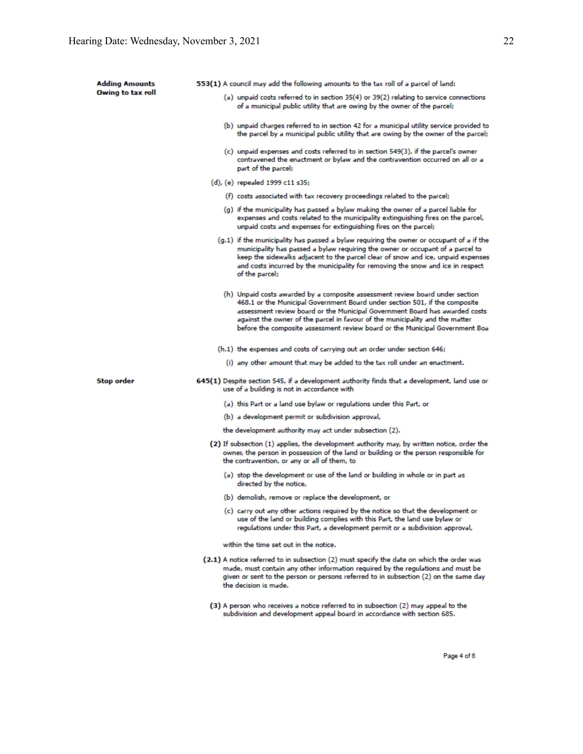**Adding Amounts Owing to tax roll**

**553(1)** A council may add the following amounts to the tax roll of a parcel of land:

(a) unpaid costs referred to in section 35(4) or 39(2) relating to service connections of a municipal public utility that are owing by the owner of the parcel;

(b) unpaid charges referred to in section 42 for a municipal utility service provided to the parcel by a municipal public utility that are owing by the owner of the parcel;

(c) unpaid expenses and costs referred to in section 549(3), if the parcel's owner contravened the enactment or bylaw and the contravention occurred on all or a part of the parcel;

(d), (e) repealed 1999 c11 s35;

(f) costs associated with tax recovery proceedings related to the parcel;

(g) if the municipality has passed a bylaw making the owner of a parcel liable for expenses and costs related to the municipality extinguishing fires on the parcel, unpaid costs and expenses for extinguishing fires on the parcel;

(g.1) if the municipality has passed a bylaw requiring the owner or occupant of a if the municipality has passed a bylaw requiring the owner or occupant of a parcel to keep the sidewalks adjacent to the parcel clear of snow and ice, unpaid expenses and costs incurred by the municipality for removing the snow and ice in respect of the parcel;

(h) Unpaid costs awarded by a composite assessment review board under section 468.1 or the Municipal Government Board under section 501, if the composite assessment review board or the Municipal Government Board has awarded costs against the owner of the parcel in favour of the municipality and the matter before the composite assessment review board or the Municipal Government Boa

(h.1) the expenses and costs of carrying out an order under section 646;

(i) any other amount that may be added to the tax roll under an enactment.

**Stop order**

**645(1)** Despite section 545, if a development authority finds that a development, land use or use of a building is not in accordance with

(a) this Part or a land use bylaw or regulations under this Part, or

(b) a development permit or subdivision approval,

the development authority may act under subsection (2).

**(2)** If subsection (1) applies, the development authority may, by written notice, order the owner, the person in possession of the land or building or the person responsible for the contravention, or any or all of them, to

(a) stop the development or use of the land or building in whole or in part as directed by the notice,

(b) demolish, remove or replace the development, or

(c) carry out any other actions required by the notice so that the development or use of the land or building complies with this Part, the land use bylaw or regulations under this Part, a development permit or a subdivision approval,

within the time set out in the notice.

**(2.1)** A notice referred to in subsection (2) must specify the date on which the order was made, must contain any other information required by the regulations and must be given or sent to the person or persons referred to in subsection (2) on the same day the decision is made.

**(3)** A person who receives a notice referred to in subsection (2) may appeal to the subdivision and development appeal board in accordance with section 685.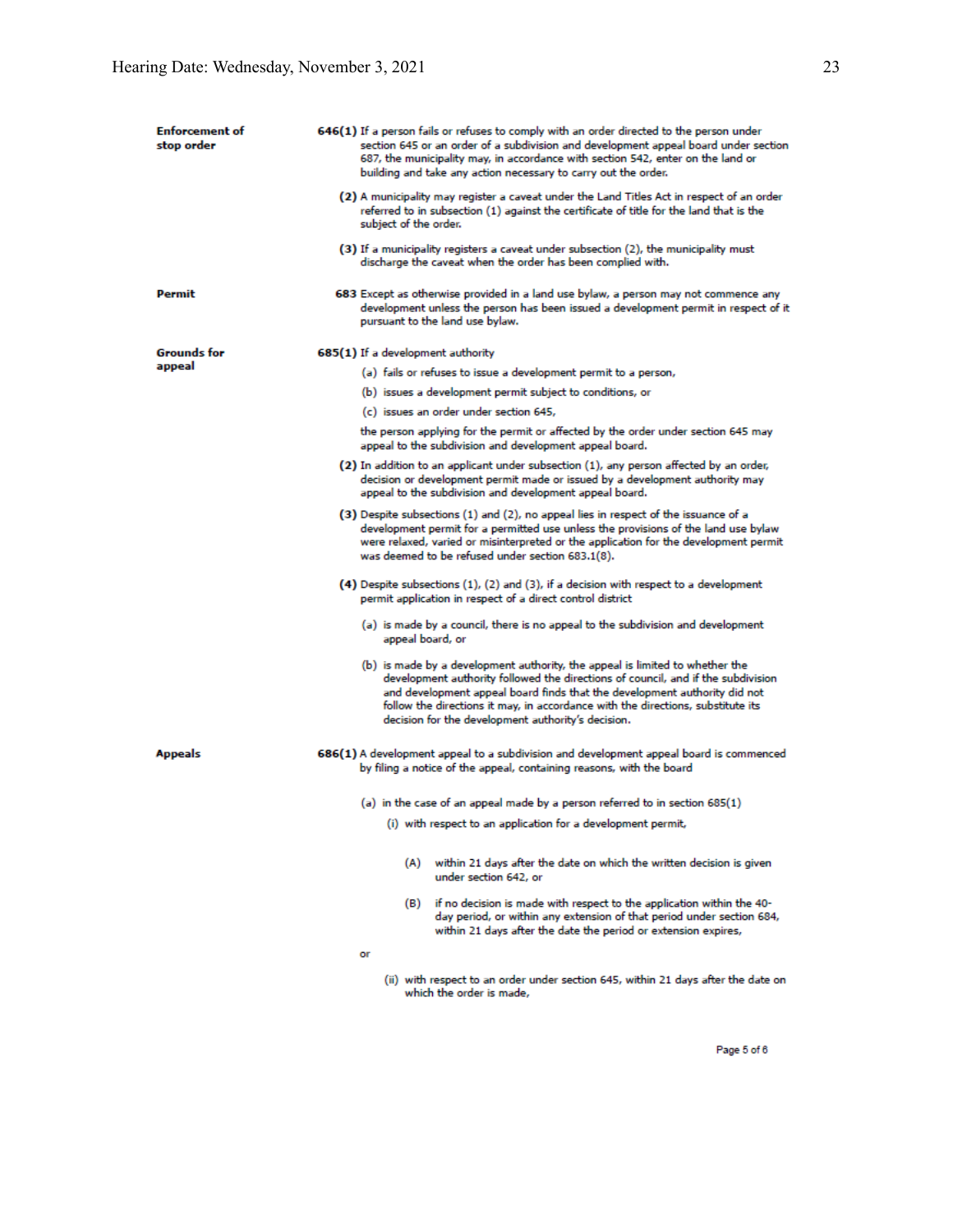**Enforcement of stop order**

**646(1)** If a person fails or refuses to comply with an order directed to the person under section 645 or an order of a subdivision and development appeal board under section 687, the municipality may, in accordance with section 542, enter on the land or building and take any action necessary to carry out the order.

**(2)** A municipality may register a caveat under the Land Titles Act in respect of an order referred to in subsection (1) against the certificate of title for the land that is the subject of the order.

**(3)** If a municipality registers a caveat under subsection (2), the municipality must discharge the caveat when the order has been complied with.

**Permit**

**683** Except as otherwise provided in a land use bylaw, a person may not commence any development unless the person has been issued a development permit in respect of it pursuant to the land use bylaw.

**Grounds for appeal**

**685(1)** If a development authority

(a) fails or refuses to issue a development permit to a person,

(b) issues a development permit subject to conditions, or

(c) issues an order under section 645,

the person applying for the permit or affected by the order under section 645 may appeal to the subdivision and development appeal board.

**(2)** In addition to an applicant under subsection (1), any person affected by an order, decision or development permit made or issued by a development authority may appeal to the subdivision and development appeal board.

**(3)** Despite subsections (1) and (2), no appeal lies in respect of the issuance of a development permit for a permitted use unless the provisions of the land use bylaw were relaxed, varied or misinterpreted or the application for the development permit was deemed to be refused under section 683.1(8).

**(4)** Despite subsections (1), (2) and (3), if a decision with respect to a development permit application in respect of a direct control district

(a) is made by a council, there is no appeal to the subdivision and development appeal board, or

(b) is made by a development authority, the appeal is limited to whether the development authority followed the directions of council, and if the subdivision and development appeal board finds that the development authority did not follow the directions it may, in accordance with the directions, substitute its decision for the development authority's decision.

**Appeals**

**686(1)** A development appeal to a subdivision and development appeal board is commenced by filing a notice of the appeal, containing reasons, with the board

(a) in the case of an appeal made by a person referred to in section 685(1)

(i) with respect to an application for a development permit,

(A) within 21 days after the date on which the written decision is given under section 642, or

(B) if no decision is made with respect to the application within the 40-day period, or within any extension of that period under section 684, within 21 days after the date the period or extension expires,

or

(ii) with respect to an order under section 645, within 21 days after the date on which the order is made,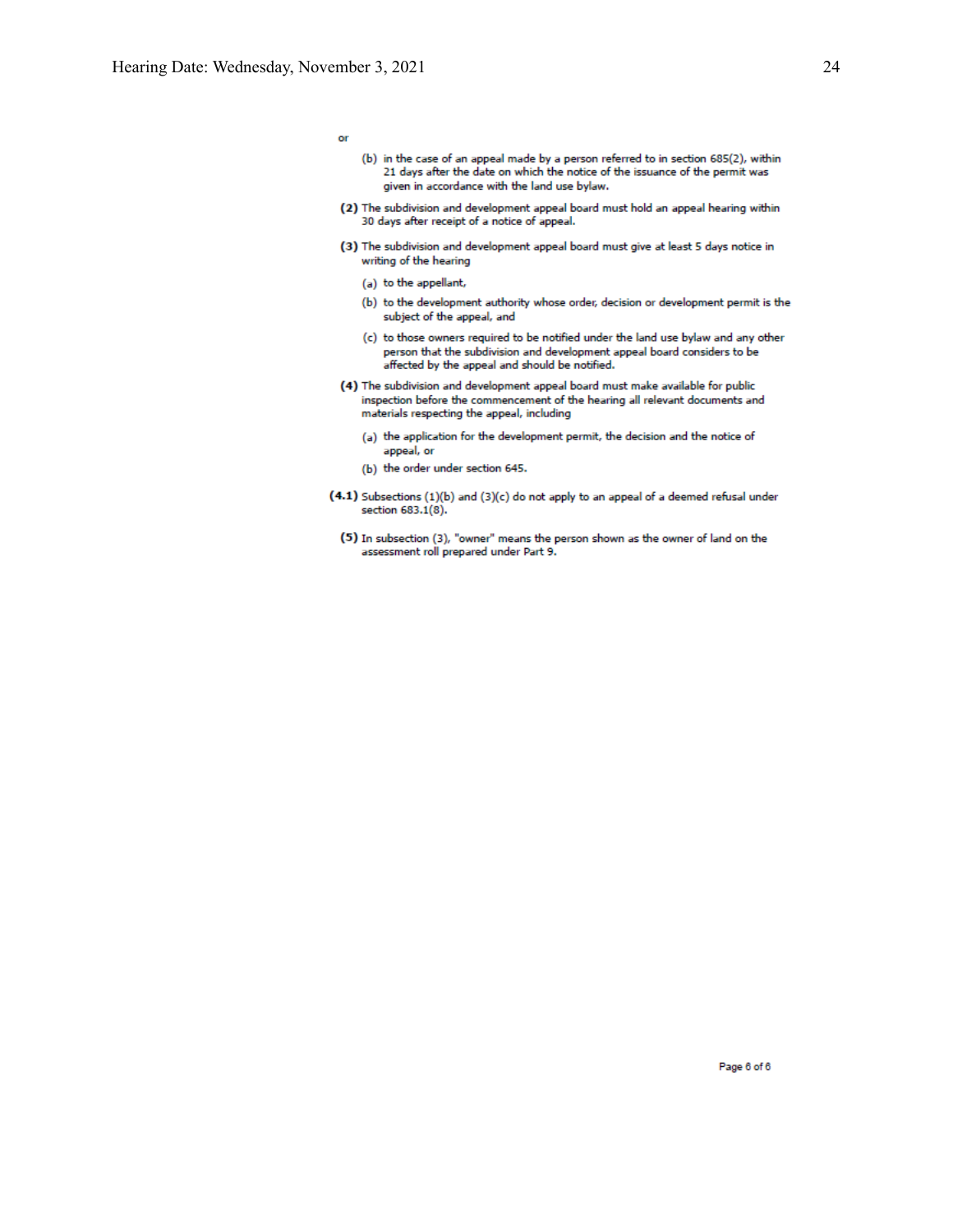or

(b) in the case of an appeal made by a person referred to in section 685(2), within 21 days after the date on which the notice of the issuance of the permit was given in accordance with the land use bylaw.

**(2)** The subdivision and development appeal board must hold an appeal hearing within 30 days after receipt of a notice of appeal.

**(3)** The subdivision and development appeal board must give at least 5 days notice in writing of the hearing

(a) to the appellant,

(b) to the development authority whose order, decision or development permit is the subject of the appeal, and

(c) to those owners required to be notified under the land use bylaw and any other person that the subdivision and development appeal board considers to be affected by the appeal and should be notified.

**(4)** The subdivision and development appeal board must make available for public inspection before the commencement of the hearing all relevant documents and materials respecting the appeal, including

(a) the application for the development permit, the decision and the notice of appeal, or

(b) the order under section 645.

**(4.1)** Subsections (1)(b) and (3)(c) do not apply to an appeal of a deemed refusal under section 683.1(8).

**(5)** In subsection (3), "owner" means the person shown as the owner of land on the assessment roll prepared under Part 9.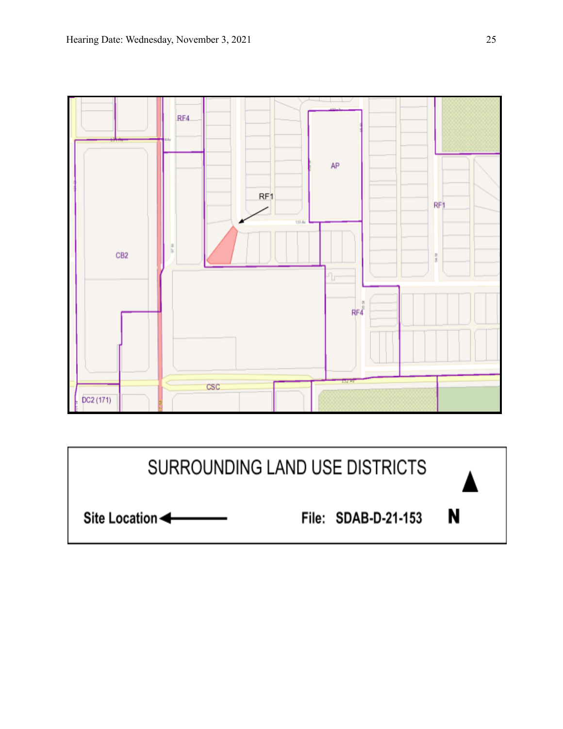RF4

AP

RF1

RF1

CB2

RF4

CSC

DC2 (171)

SURROUNDING LAND USE DISTRICTS

Site Location

File: SDAB-D-21-153

N